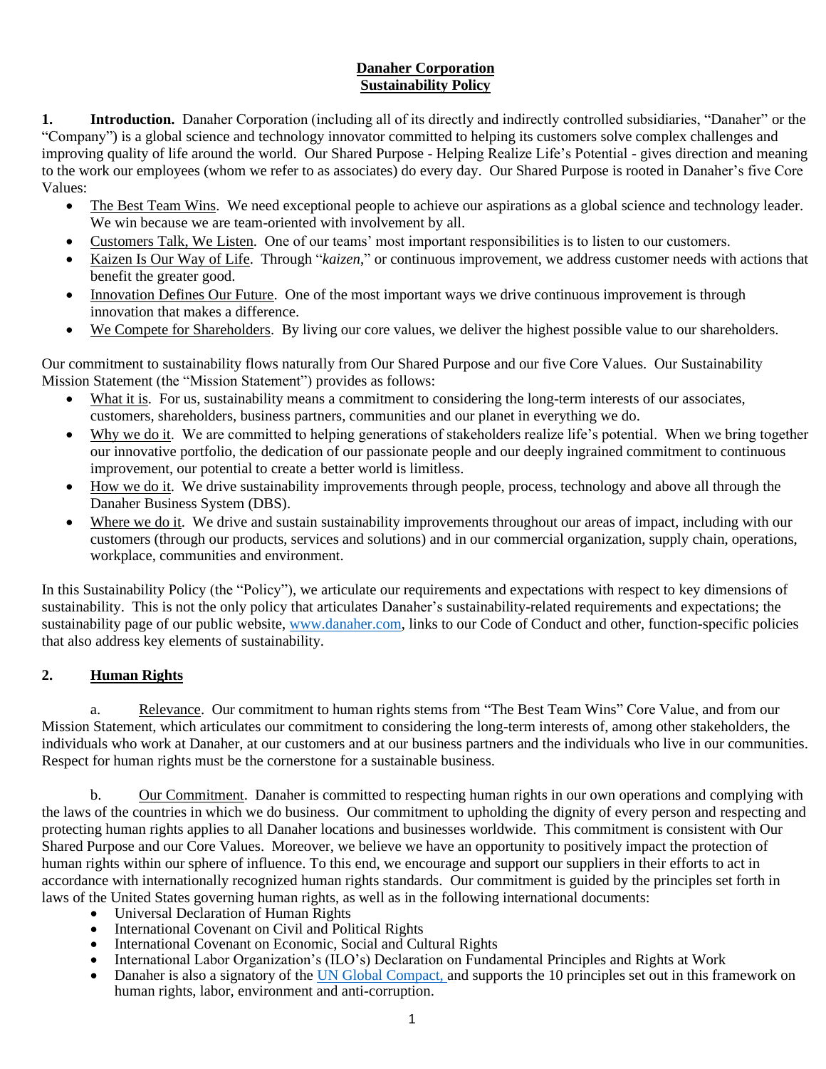# **Danaher Corporation**
# **Sustainability Policy**

**1. Introduction.** Danaher Corporation (including all of its directly and indirectly controlled subsidiaries, "Danaher" or the "Company") is a global science and technology innovator committed to helping its customers solve complex challenges and improving quality of life around the world. Our Shared Purpose - Helping Realize Life's Potential - gives direction and meaning to the work our employees (whom we refer to as associates) do every day. Our Shared Purpose is rooted in Danaher's five Core Values:

- The Best Team Wins. We need exceptional people to achieve our aspirations as a global science and technology leader. We win because we are team-oriented with involvement by all.
- Customers Talk, We Listen. One of our teams' most important responsibilities is to listen to our customers.
- Kaizen Is Our Way of Life. Through "*kaizen*," or continuous improvement, we address customer needs with actions that benefit the greater good.
- Innovation Defines Our Future. One of the most important ways we drive continuous improvement is through innovation that makes a difference.
- We Compete for Shareholders. By living our core values, we deliver the highest possible value to our shareholders.

Our commitment to sustainability flows naturally from Our Shared Purpose and our five Core Values. Our Sustainability Mission Statement (the "Mission Statement") provides as follows:

- What it is. For us, sustainability means a commitment to considering the long-term interests of our associates, customers, shareholders, business partners, communities and our planet in everything we do.
- Why we do it. We are committed to helping generations of stakeholders realize life's potential. When we bring together our innovative portfolio, the dedication of our passionate people and our deeply ingrained commitment to continuous improvement, our potential to create a better world is limitless.
- How we do it. We drive sustainability improvements through people, process, technology and above all through the Danaher Business System (DBS).
- Where we do it. We drive and sustain sustainability improvements throughout our areas of impact, including with our customers (through our products, services and solutions) and in our commercial organization, supply chain, operations, workplace, communities and environment.

In this Sustainability Policy (the "Policy"), we articulate our requirements and expectations with respect to key dimensions of sustainability. This is not the only policy that articulates Danaher's sustainability-related requirements and expectations; the sustainability page of our public website, www.danaher.com, links to our Code of Conduct and other, function-specific policies that also address key elements of sustainability.

## **2. Human Rights**

a. Relevance. Our commitment to human rights stems from "The Best Team Wins" Core Value, and from our Mission Statement, which articulates our commitment to considering the long-term interests of, among other stakeholders, the individuals who work at Danaher, at our customers and at our business partners and the individuals who live in our communities. Respect for human rights must be the cornerstone for a sustainable business.

b. Our Commitment. Danaher is committed to respecting human rights in our own operations and complying with the laws of the countries in which we do business. Our commitment to upholding the dignity of every person and respecting and protecting human rights applies to all Danaher locations and businesses worldwide. This commitment is consistent with Our Shared Purpose and our Core Values. Moreover, we believe we have an opportunity to positively impact the protection of human rights within our sphere of influence. To this end, we encourage and support our suppliers in their efforts to act in accordance with internationally recognized human rights standards. Our commitment is guided by the principles set forth in laws of the United States governing human rights, as well as in the following international documents:

- Universal Declaration of Human Rights
- International Covenant on Civil and Political Rights
- International Covenant on Economic, Social and Cultural Rights
- International Labor Organization's (ILO's) Declaration on Fundamental Principles and Rights at Work
- Danaher is also a signatory of the UN Global Compact, and supports the 10 principles set out in this framework on human rights, labor, environment and anti-corruption.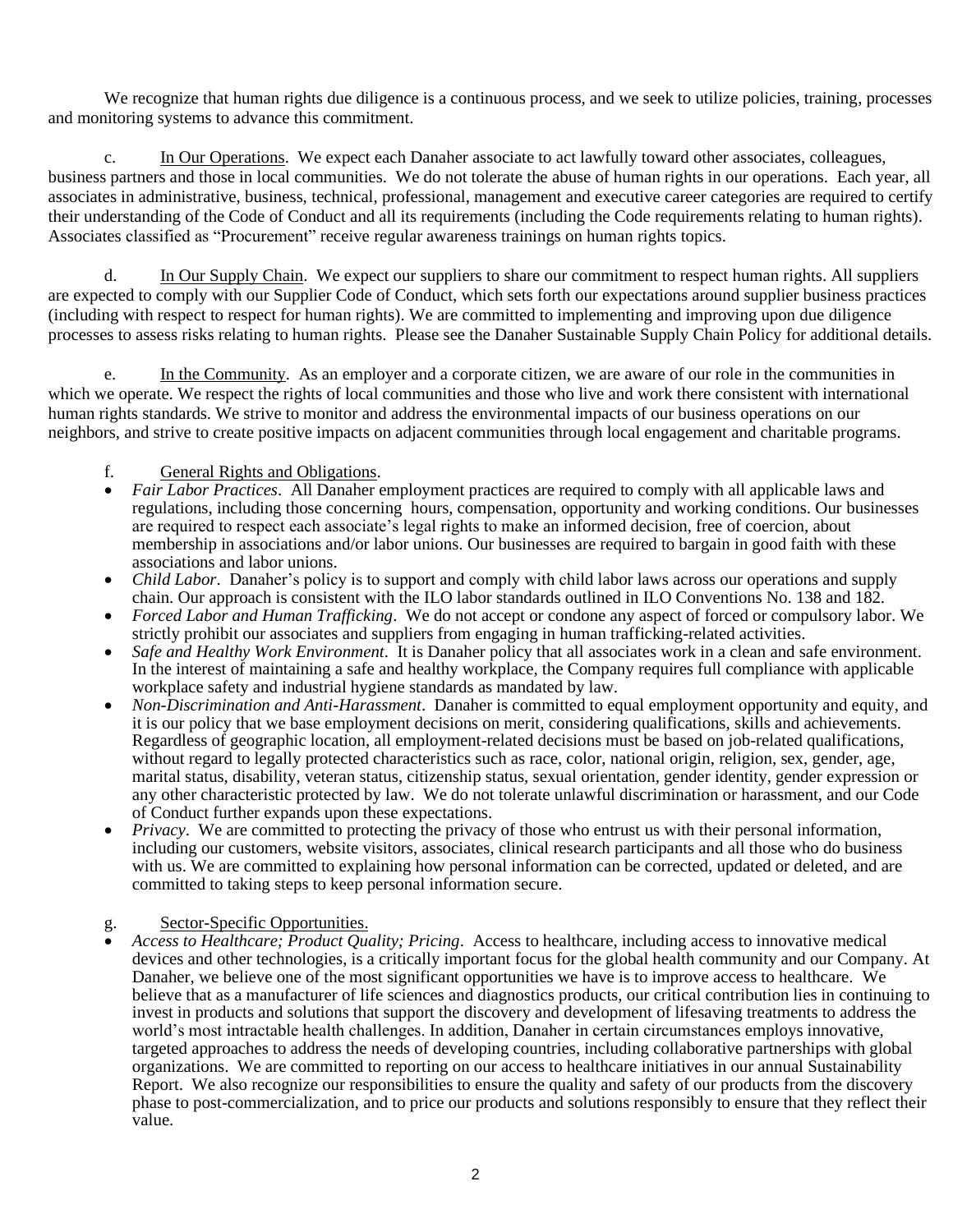We recognize that human rights due diligence is a continuous process, and we seek to utilize policies, training, processes and monitoring systems to advance this commitment.

c. In Our Operations. We expect each Danaher associate to act lawfully toward other associates, colleagues, business partners and those in local communities. We do not tolerate the abuse of human rights in our operations. Each year, all associates in administrative, business, technical, professional, management and executive career categories are required to certify their understanding of the Code of Conduct and all its requirements (including the Code requirements relating to human rights). Associates classified as "Procurement" receive regular awareness trainings on human rights topics.

d. In Our Supply Chain. We expect our suppliers to share our commitment to respect human rights. All suppliers are expected to comply with our Supplier Code of Conduct, which sets forth our expectations around supplier business practices (including with respect to respect for human rights). We are committed to implementing and improving upon due diligence processes to assess risks relating to human rights. Please see the Danaher Sustainable Supply Chain Policy for additional details.

e. In the Community. As an employer and a corporate citizen, we are aware of our role in the communities in which we operate. We respect the rights of local communities and those who live and work there consistent with international human rights standards. We strive to monitor and address the environmental impacts of our business operations on our neighbors, and strive to create positive impacts on adjacent communities through local engagement and charitable programs.

f. General Rights and Obligations.

- *Fair Labor Practices*. All Danaher employment practices are required to comply with all applicable laws and regulations, including those concerning hours, compensation, opportunity and working conditions. Our businesses are required to respect each associate's legal rights to make an informed decision, free of coercion, about membership in associations and/or labor unions. Our businesses are required to bargain in good faith with these associations and labor unions.
- *Child Labor*. Danaher's policy is to support and comply with child labor laws across our operations and supply chain. Our approach is consistent with the ILO labor standards outlined in ILO Conventions No. 138 and 182.
- *Forced Labor and Human Trafficking*. We do not accept or condone any aspect of forced or compulsory labor. We strictly prohibit our associates and suppliers from engaging in human trafficking-related activities.
- *Safe and Healthy Work Environment*. It is Danaher policy that all associates work in a clean and safe environment. In the interest of maintaining a safe and healthy workplace, the Company requires full compliance with applicable workplace safety and industrial hygiene standards as mandated by law.
- *Non-Discrimination and Anti-Harassment*. Danaher is committed to equal employment opportunity and equity, and it is our policy that we base employment decisions on merit, considering qualifications, skills and achievements. Regardless of geographic location, all employment-related decisions must be based on job-related qualifications, without regard to legally protected characteristics such as race, color, national origin, religion, sex, gender, age, marital status, disability, veteran status, citizenship status, sexual orientation, gender identity, gender expression or any other characteristic protected by law. We do not tolerate unlawful discrimination or harassment, and our Code of Conduct further expands upon these expectations.
- *Privacy*. We are committed to protecting the privacy of those who entrust us with their personal information, including our customers, website visitors, associates, clinical research participants and all those who do business with us. We are committed to explaining how personal information can be corrected, updated or deleted, and are committed to taking steps to keep personal information secure.

g. Sector-Specific Opportunities.

- *Access to Healthcare; Product Quality; Pricing*. Access to healthcare, including access to innovative medical devices and other technologies, is a critically important focus for the global health community and our Company. At Danaher, we believe one of the most significant opportunities we have is to improve access to healthcare. We believe that as a manufacturer of life sciences and diagnostics products, our critical contribution lies in continuing to invest in products and solutions that support the discovery and development of lifesaving treatments to address the world's most intractable health challenges. In addition, Danaher in certain circumstances employs innovative, targeted approaches to address the needs of developing countries, including collaborative partnerships with global organizations. We are committed to reporting on our access to healthcare initiatives in our annual Sustainability Report. We also recognize our responsibilities to ensure the quality and safety of our products from the discovery phase to post-commercialization, and to price our products and solutions responsibly to ensure that they reflect their value.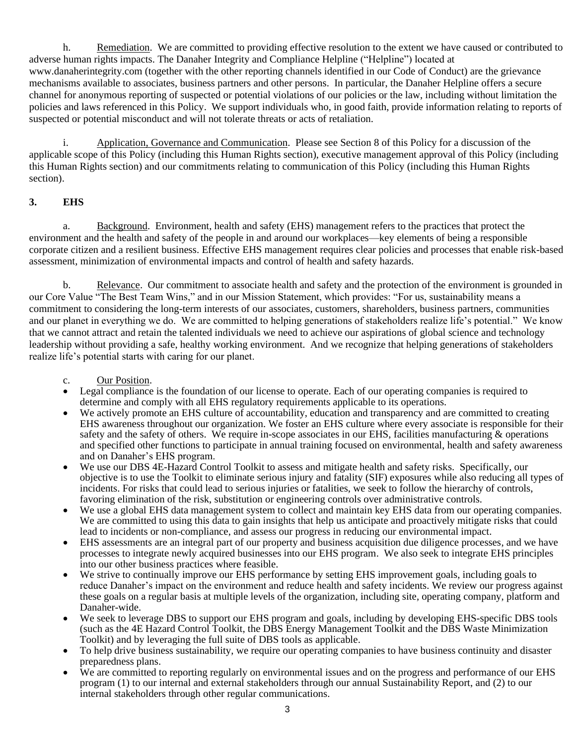h. Remediation. We are committed to providing effective resolution to the extent we have caused or contributed to adverse human rights impacts. The Danaher Integrity and Compliance Helpline ("Helpline") located at www.danaherintegrity.com (together with the other reporting channels identified in our Code of Conduct) are the grievance mechanisms available to associates, business partners and other persons. In particular, the Danaher Helpline offers a secure channel for anonymous reporting of suspected or potential violations of our policies or the law, including without limitation the policies and laws referenced in this Policy. We support individuals who, in good faith, provide information relating to reports of suspected or potential misconduct and will not tolerate threats or acts of retaliation.

i. Application, Governance and Communication. Please see Section 8 of this Policy for a discussion of the applicable scope of this Policy (including this Human Rights section), executive management approval of this Policy (including this Human Rights section) and our commitments relating to communication of this Policy (including this Human Rights section).

## 3. EHS

a. Background. Environment, health and safety (EHS) management refers to the practices that protect the environment and the health and safety of the people in and around our workplaces—key elements of being a responsible corporate citizen and a resilient business. Effective EHS management requires clear policies and processes that enable risk-based assessment, minimization of environmental impacts and control of health and safety hazards.

b. Relevance. Our commitment to associate health and safety and the protection of the environment is grounded in our Core Value "The Best Team Wins," and in our Mission Statement, which provides: "For us, sustainability means a commitment to considering the long-term interests of our associates, customers, shareholders, business partners, communities and our planet in everything we do. We are committed to helping generations of stakeholders realize life's potential." We know that we cannot attract and retain the talented individuals we need to achieve our aspirations of global science and technology leadership without providing a safe, healthy working environment. And we recognize that helping generations of stakeholders realize life's potential starts with caring for our planet.

c. Our Position.

- Legal compliance is the foundation of our license to operate. Each of our operating companies is required to determine and comply with all EHS regulatory requirements applicable to its operations.
- We actively promote an EHS culture of accountability, education and transparency and are committed to creating EHS awareness throughout our organization. We foster an EHS culture where every associate is responsible for their safety and the safety of others. We require in-scope associates in our EHS, facilities manufacturing & operations and specified other functions to participate in annual training focused on environmental, health and safety awareness and on Danaher's EHS program.
- We use our DBS 4E-Hazard Control Toolkit to assess and mitigate health and safety risks. Specifically, our objective is to use the Toolkit to eliminate serious injury and fatality (SIF) exposures while also reducing all types of incidents. For risks that could lead to serious injuries or fatalities, we seek to follow the hierarchy of controls, favoring elimination of the risk, substitution or engineering controls over administrative controls.
- We use a global EHS data management system to collect and maintain key EHS data from our operating companies. We are committed to using this data to gain insights that help us anticipate and proactively mitigate risks that could lead to incidents or non-compliance, and assess our progress in reducing our environmental impact.
- EHS assessments are an integral part of our property and business acquisition due diligence processes, and we have processes to integrate newly acquired businesses into our EHS program. We also seek to integrate EHS principles into our other business practices where feasible.
- We strive to continually improve our EHS performance by setting EHS improvement goals, including goals to reduce Danaher's impact on the environment and reduce health and safety incidents. We review our progress against these goals on a regular basis at multiple levels of the organization, including site, operating company, platform and Danaher-wide.
- We seek to leverage DBS to support our EHS program and goals, including by developing EHS-specific DBS tools (such as the 4E Hazard Control Toolkit, the DBS Energy Management Toolkit and the DBS Waste Minimization Toolkit) and by leveraging the full suite of DBS tools as applicable.
- To help drive business sustainability, we require our operating companies to have business continuity and disaster preparedness plans.
- We are committed to reporting regularly on environmental issues and on the progress and performance of our EHS program (1) to our internal and external stakeholders through our annual Sustainability Report, and (2) to our internal stakeholders through other regular communications.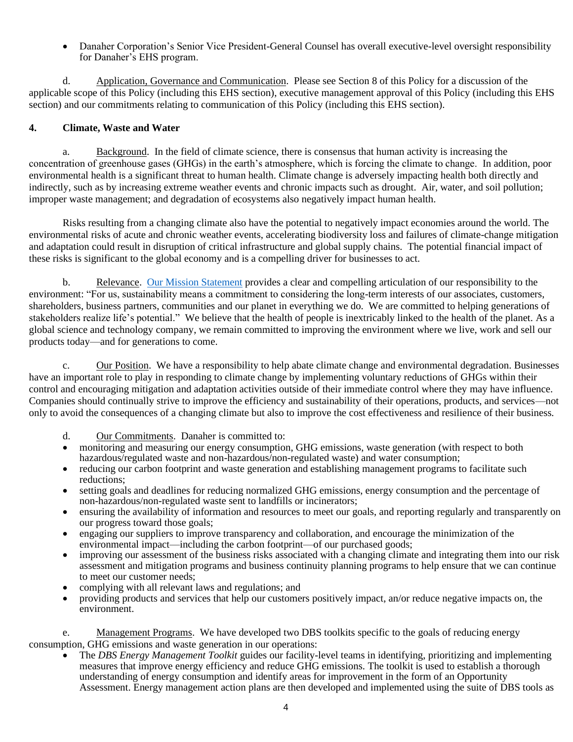- Danaher Corporation's Senior Vice President-General Counsel has overall executive-level oversight responsibility for Danaher's EHS program.

d. Application, Governance and Communication. Please see Section 8 of this Policy for a discussion of the applicable scope of this Policy (including this EHS section), executive management approval of this Policy (including this EHS section) and our commitments relating to communication of this Policy (including this EHS section).

## 4. Climate, Waste and Water

a. Background. In the field of climate science, there is consensus that human activity is increasing the concentration of greenhouse gases (GHGs) in the earth's atmosphere, which is forcing the climate to change. In addition, poor environmental health is a significant threat to human health. Climate change is adversely impacting health both directly and indirectly, such as by increasing extreme weather events and chronic impacts such as drought. Air, water, and soil pollution; improper waste management; and degradation of ecosystems also negatively impact human health.

Risks resulting from a changing climate also have the potential to negatively impact economies around the world. The environmental risks of acute and chronic weather events, accelerating biodiversity loss and failures of climate-change mitigation and adaptation could result in disruption of critical infrastructure and global supply chains. The potential financial impact of these risks is significant to the global economy and is a compelling driver for businesses to act.

b. Relevance. Our Mission Statement provides a clear and compelling articulation of our responsibility to the environment: "For us, sustainability means a commitment to considering the long-term interests of our associates, customers, shareholders, business partners, communities and our planet in everything we do. We are committed to helping generations of stakeholders realize life's potential." We believe that the health of people is inextricably linked to the health of the planet. As a global science and technology company, we remain committed to improving the environment where we live, work and sell our products today—and for generations to come.

c. Our Position. We have a responsibility to help abate climate change and environmental degradation. Businesses have an important role to play in responding to climate change by implementing voluntary reductions of GHGs within their control and encouraging mitigation and adaptation activities outside of their immediate control where they may have influence. Companies should continually strive to improve the efficiency and sustainability of their operations, products, and services—not only to avoid the consequences of a changing climate but also to improve the cost effectiveness and resilience of their business.

d. Our Commitments. Danaher is committed to:

- monitoring and measuring our energy consumption, GHG emissions, waste generation (with respect to both hazardous/regulated waste and non-hazardous/non-regulated waste) and water consumption;
- reducing our carbon footprint and waste generation and establishing management programs to facilitate such reductions;
- setting goals and deadlines for reducing normalized GHG emissions, energy consumption and the percentage of non-hazardous/non-regulated waste sent to landfills or incinerators;
- ensuring the availability of information and resources to meet our goals, and reporting regularly and transparently on our progress toward those goals;
- engaging our suppliers to improve transparency and collaboration, and encourage the minimization of the environmental impact—including the carbon footprint—of our purchased goods;
- improving our assessment of the business risks associated with a changing climate and integrating them into our risk assessment and mitigation programs and business continuity planning programs to help ensure that we can continue to meet our customer needs;
- complying with all relevant laws and regulations; and
- providing products and services that help our customers positively impact, an/or reduce negative impacts on, the environment.

e. Management Programs. We have developed two DBS toolkits specific to the goals of reducing energy consumption, GHG emissions and waste generation in our operations:

- The *DBS Energy Management Toolkit* guides our facility-level teams in identifying, prioritizing and implementing measures that improve energy efficiency and reduce GHG emissions. The toolkit is used to establish a thorough understanding of energy consumption and identify areas for improvement in the form of an Opportunity Assessment. Energy management action plans are then developed and implemented using the suite of DBS tools as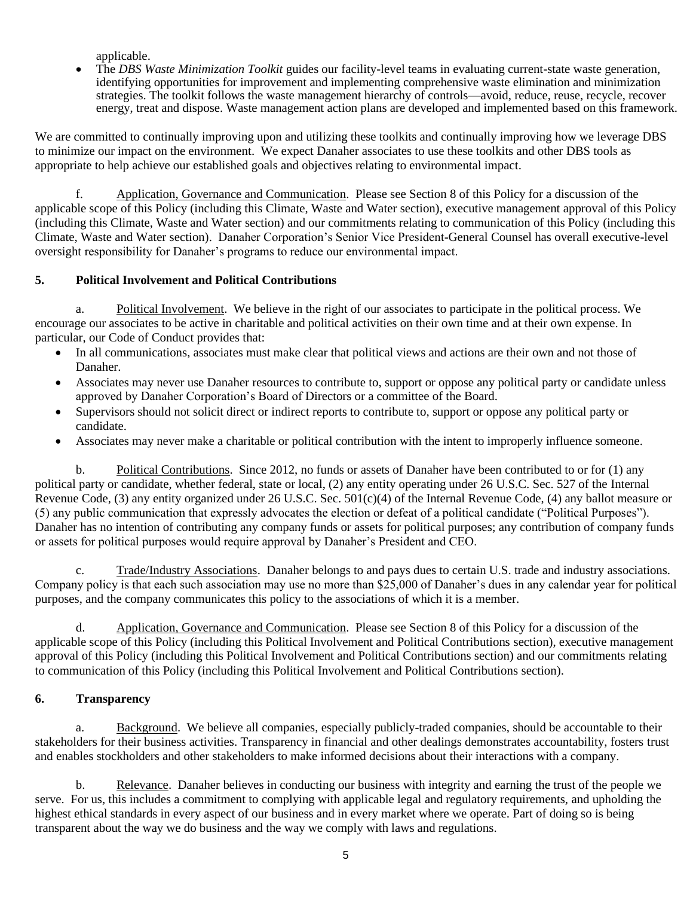applicable.

- The *DBS Waste Minimization Toolkit* guides our facility-level teams in evaluating current-state waste generation, identifying opportunities for improvement and implementing comprehensive waste elimination and minimization strategies. The toolkit follows the waste management hierarchy of controls—avoid, reduce, reuse, recycle, recover energy, treat and dispose. Waste management action plans are developed and implemented based on this framework.

We are committed to continually improving upon and utilizing these toolkits and continually improving how we leverage DBS to minimize our impact on the environment. We expect Danaher associates to use these toolkits and other DBS tools as appropriate to help achieve our established goals and objectives relating to environmental impact.

f. Application, Governance and Communication. Please see Section 8 of this Policy for a discussion of the applicable scope of this Policy (including this Climate, Waste and Water section), executive management approval of this Policy (including this Climate, Waste and Water section) and our commitments relating to communication of this Policy (including this Climate, Waste and Water section). Danaher Corporation's Senior Vice President-General Counsel has overall executive-level oversight responsibility for Danaher's programs to reduce our environmental impact.

## 5. Political Involvement and Political Contributions

a. Political Involvement. We believe in the right of our associates to participate in the political process. We encourage our associates to be active in charitable and political activities on their own time and at their own expense. In particular, our Code of Conduct provides that:

- In all communications, associates must make clear that political views and actions are their own and not those of Danaher.
- Associates may never use Danaher resources to contribute to, support or oppose any political party or candidate unless approved by Danaher Corporation's Board of Directors or a committee of the Board.
- Supervisors should not solicit direct or indirect reports to contribute to, support or oppose any political party or candidate.
- Associates may never make a charitable or political contribution with the intent to improperly influence someone.

b. Political Contributions. Since 2012, no funds or assets of Danaher have been contributed to or for (1) any political party or candidate, whether federal, state or local, (2) any entity operating under 26 U.S.C. Sec. 527 of the Internal Revenue Code, (3) any entity organized under 26 U.S.C. Sec. 501(c)(4) of the Internal Revenue Code, (4) any ballot measure or (5) any public communication that expressly advocates the election or defeat of a political candidate ("Political Purposes"). Danaher has no intention of contributing any company funds or assets for political purposes; any contribution of company funds or assets for political purposes would require approval by Danaher's President and CEO.

c. Trade/Industry Associations. Danaher belongs to and pays dues to certain U.S. trade and industry associations. Company policy is that each such association may use no more than $25,000 of Danaher's dues in any calendar year for political purposes, and the company communicates this policy to the associations of which it is a member.

d. Application, Governance and Communication. Please see Section 8 of this Policy for a discussion of the applicable scope of this Policy (including this Political Involvement and Political Contributions section), executive management approval of this Policy (including this Political Involvement and Political Contributions section) and our commitments relating to communication of this Policy (including this Political Involvement and Political Contributions section).

## 6. Transparency

a. Background. We believe all companies, especially publicly-traded companies, should be accountable to their stakeholders for their business activities. Transparency in financial and other dealings demonstrates accountability, fosters trust and enables stockholders and other stakeholders to make informed decisions about their interactions with a company.

b. Relevance. Danaher believes in conducting our business with integrity and earning the trust of the people we serve. For us, this includes a commitment to complying with applicable legal and regulatory requirements, and upholding the highest ethical standards in every aspect of our business and in every market where we operate. Part of doing so is being transparent about the way we do business and the way we comply with laws and regulations.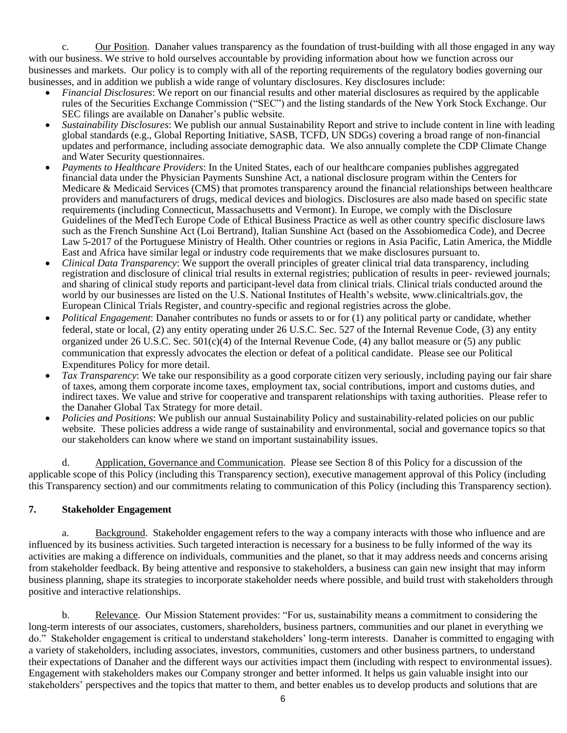c. Our Position. Danaher values transparency as the foundation of trust-building with all those engaged in any way with our business. We strive to hold ourselves accountable by providing information about how we function across our businesses and markets. Our policy is to comply with all of the reporting requirements of the regulatory bodies governing our businesses, and in addition we publish a wide range of voluntary disclosures. Key disclosures include:

- *Financial Disclosures*: We report on our financial results and other material disclosures as required by the applicable rules of the Securities Exchange Commission ("SEC") and the listing standards of the New York Stock Exchange. Our SEC filings are available on Danaher's public website.
- *Sustainability Disclosures*: We publish our annual Sustainability Report and strive to include content in line with leading global standards (e.g., Global Reporting Initiative, SASB, TCFD, UN SDGs) covering a broad range of non-financial updates and performance, including associate demographic data. We also annually complete the CDP Climate Change and Water Security questionnaires.
- *Payments to Healthcare Providers*: In the United States, each of our healthcare companies publishes aggregated financial data under the Physician Payments Sunshine Act, a national disclosure program within the Centers for Medicare & Medicaid Services (CMS) that promotes transparency around the financial relationships between healthcare providers and manufacturers of drugs, medical devices and biologics. Disclosures are also made based on specific state requirements (including Connecticut, Massachusetts and Vermont). In Europe, we comply with the Disclosure Guidelines of the MedTech Europe Code of Ethical Business Practice as well as other country specific disclosure laws such as the French Sunshine Act (Loi Bertrand), Italian Sunshine Act (based on the Assobiomedica Code), and Decree Law 5-2017 of the Portuguese Ministry of Health. Other countries or regions in Asia Pacific, Latin America, the Middle East and Africa have similar legal or industry code requirements that we make disclosures pursuant to.
- *Clinical Data Transparency*: We support the overall principles of greater clinical trial data transparency, including registration and disclosure of clinical trial results in external registries; publication of results in peer- reviewed journals; and sharing of clinical study reports and participant-level data from clinical trials. Clinical trials conducted around the world by our businesses are listed on the U.S. National Institutes of Health's website, www.clinicaltrials.gov, the European Clinical Trials Register, and country-specific and regional registries across the globe.
- *Political Engagement*: Danaher contributes no funds or assets to or for (1) any political party or candidate, whether federal, state or local, (2) any entity operating under 26 U.S.C. Sec. 527 of the Internal Revenue Code, (3) any entity organized under 26 U.S.C. Sec. 501(c)(4) of the Internal Revenue Code, (4) any ballot measure or (5) any public communication that expressly advocates the election or defeat of a political candidate. Please see our Political Expenditures Policy for more detail.
- *Tax Transparency*: We take our responsibility as a good corporate citizen very seriously, including paying our fair share of taxes, among them corporate income taxes, employment tax, social contributions, import and customs duties, and indirect taxes. We value and strive for cooperative and transparent relationships with taxing authorities. Please refer to the Danaher Global Tax Strategy for more detail.
- *Policies and Positions*: We publish our annual Sustainability Policy and sustainability-related policies on our public website. These policies address a wide range of sustainability and environmental, social and governance topics so that our stakeholders can know where we stand on important sustainability issues.

d. Application, Governance and Communication. Please see Section 8 of this Policy for a discussion of the applicable scope of this Policy (including this Transparency section), executive management approval of this Policy (including this Transparency section) and our commitments relating to communication of this Policy (including this Transparency section).

## 7. Stakeholder Engagement

a. Background. Stakeholder engagement refers to the way a company interacts with those who influence and are influenced by its business activities. Such targeted interaction is necessary for a business to be fully informed of the way its activities are making a difference on individuals, communities and the planet, so that it may address needs and concerns arising from stakeholder feedback. By being attentive and responsive to stakeholders, a business can gain new insight that may inform business planning, shape its strategies to incorporate stakeholder needs where possible, and build trust with stakeholders through positive and interactive relationships.

b. Relevance. Our Mission Statement provides: "For us, sustainability means a commitment to considering the long-term interests of our associates, customers, shareholders, business partners, communities and our planet in everything we do." Stakeholder engagement is critical to understand stakeholders' long-term interests. Danaher is committed to engaging with a variety of stakeholders, including associates, investors, communities, customers and other business partners, to understand their expectations of Danaher and the different ways our activities impact them (including with respect to environmental issues). Engagement with stakeholders makes our Company stronger and better informed. It helps us gain valuable insight into our stakeholders' perspectives and the topics that matter to them, and better enables us to develop products and solutions that are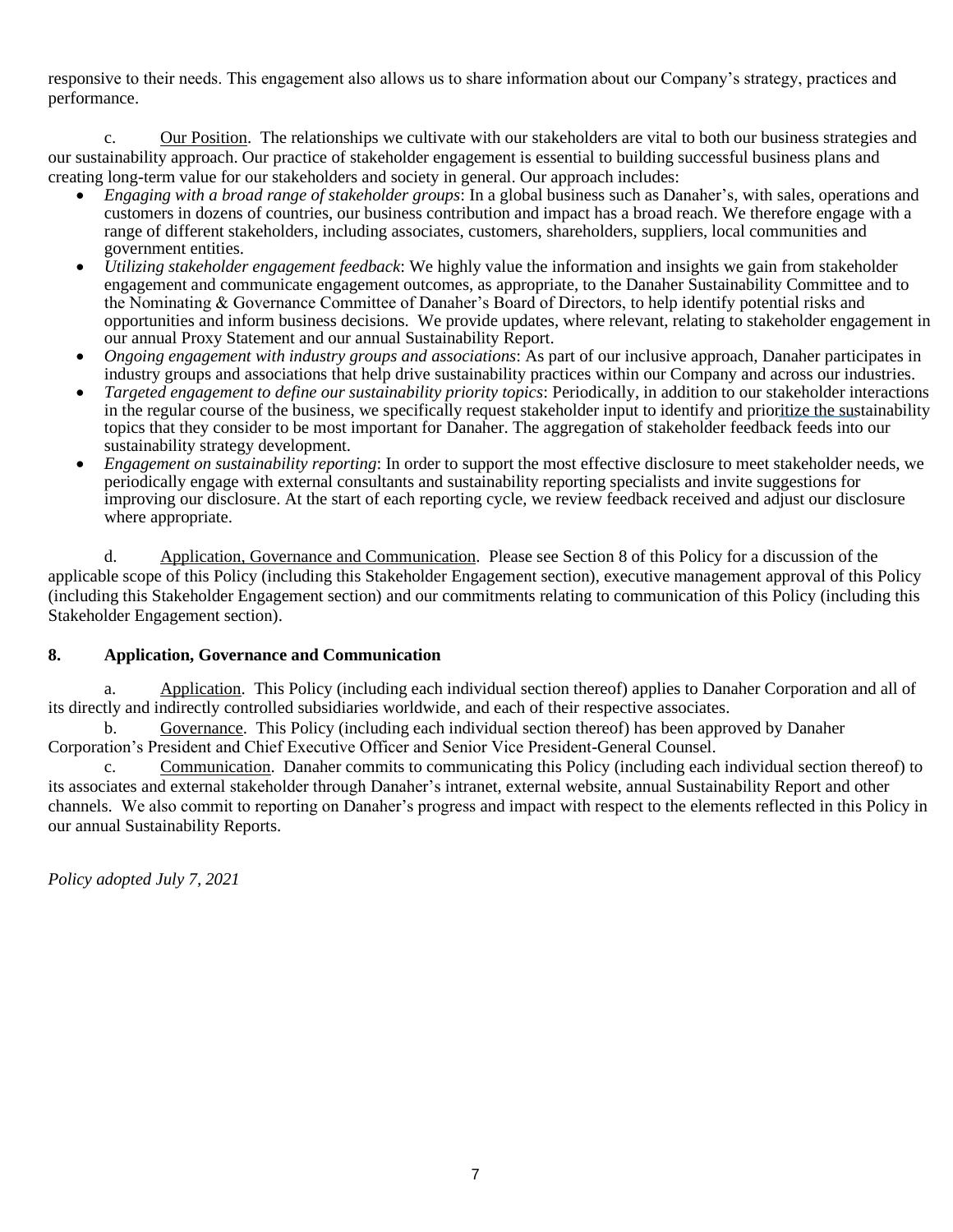responsive to their needs. This engagement also allows us to share information about our Company's strategy, practices and performance.

c. Our Position. The relationships we cultivate with our stakeholders are vital to both our business strategies and our sustainability approach. Our practice of stakeholder engagement is essential to building successful business plans and creating long-term value for our stakeholders and society in general. Our approach includes:

- *Engaging with a broad range of stakeholder groups*: In a global business such as Danaher's, with sales, operations and customers in dozens of countries, our business contribution and impact has a broad reach. We therefore engage with a range of different stakeholders, including associates, customers, shareholders, suppliers, local communities and government entities.
- *Utilizing stakeholder engagement feedback*: We highly value the information and insights we gain from stakeholder engagement and communicate engagement outcomes, as appropriate, to the Danaher Sustainability Committee and to the Nominating & Governance Committee of Danaher's Board of Directors, to help identify potential risks and opportunities and inform business decisions. We provide updates, where relevant, relating to stakeholder engagement in our annual Proxy Statement and our annual Sustainability Report.
- *Ongoing engagement with industry groups and associations*: As part of our inclusive approach, Danaher participates in industry groups and associations that help drive sustainability practices within our Company and across our industries.
- *Targeted engagement to define our sustainability priority topics*: Periodically, in addition to our stakeholder interactions in the regular course of the business, we specifically request stakeholder input to identify and prioritize the sustainability topics that they consider to be most important for Danaher. The aggregation of stakeholder feedback feeds into our sustainability strategy development.
- *Engagement on sustainability reporting*: In order to support the most effective disclosure to meet stakeholder needs, we periodically engage with external consultants and sustainability reporting specialists and invite suggestions for improving our disclosure. At the start of each reporting cycle, we review feedback received and adjust our disclosure where appropriate.

d. Application, Governance and Communication. Please see Section 8 of this Policy for a discussion of the applicable scope of this Policy (including this Stakeholder Engagement section), executive management approval of this Policy (including this Stakeholder Engagement section) and our commitments relating to communication of this Policy (including this Stakeholder Engagement section).

## 8. Application, Governance and Communication

a. Application. This Policy (including each individual section thereof) applies to Danaher Corporation and all of its directly and indirectly controlled subsidiaries worldwide, and each of their respective associates.

b. Governance. This Policy (including each individual section thereof) has been approved by Danaher Corporation's President and Chief Executive Officer and Senior Vice President-General Counsel.

c. Communication. Danaher commits to communicating this Policy (including each individual section thereof) to its associates and external stakeholder through Danaher's intranet, external website, annual Sustainability Report and other channels. We also commit to reporting on Danaher's progress and impact with respect to the elements reflected in this Policy in our annual Sustainability Reports.

*Policy adopted July 7, 2021*